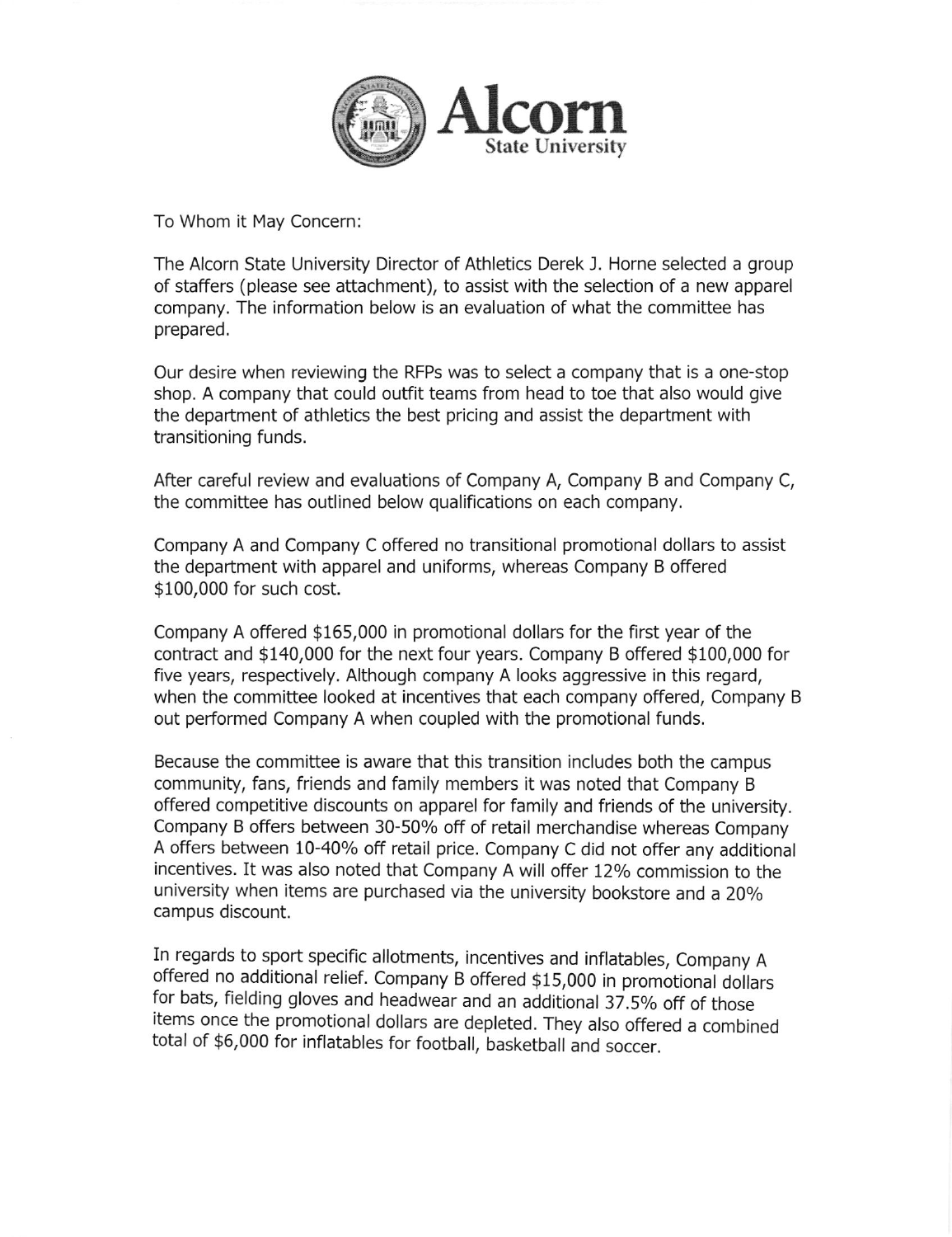# Alcorn State University

To Whom it May Concern:

The Alcorn State University Director of Athletics Derek J. Horne selected a group of staffers (please see attachment), to assist with the selection of a new apparel company. The information below is an evaluation of what the committee has prepared.

Our desire when reviewing the RFPs was to select a company that is a one-stop shop. A company that could outfit teams from head to toe that also would give the department of athletics the best pricing and assist the department with transitioning funds.

After careful review and evaluations of Company A, Company B and Company C, the committee has outlined below qualifications on each company.

Company A and Company C offered no transitional promotional dollars to assist the department with apparel and uniforms, whereas Company B offered $100,000 for such cost.

Company A offered $165,000 in promotional dollars for the first year of the contract and $140,000 for the next four years. Company B offered $100,000 for five years, respectively. Although company A looks aggressive in this regard, when the committee looked at incentives that each company offered, Company B out performed Company A when coupled with the promotional funds.

Because the committee is aware that this transition includes both the campus community, fans, friends and family members it was noted that Company B offered competitive discounts on apparel for family and friends of the university. Company B offers between 30-50% off of retail merchandise whereas Company A offers between 10-40% off retail price. Company C did not offer any additional incentives. It was also noted that Company A will offer 12% commission to the university when items are purchased via the university bookstore and a 20% campus discount.

In regards to sport specific allotments, incentives and inflatables, Company A offered no additional relief. Company B offered $15,000 in promotional dollars for bats, fielding gloves and headwear and an additional 37.5% off of those items once the promotional dollars are depleted. They also offered a combined total of $6,000 for inflatables for football, basketball and soccer.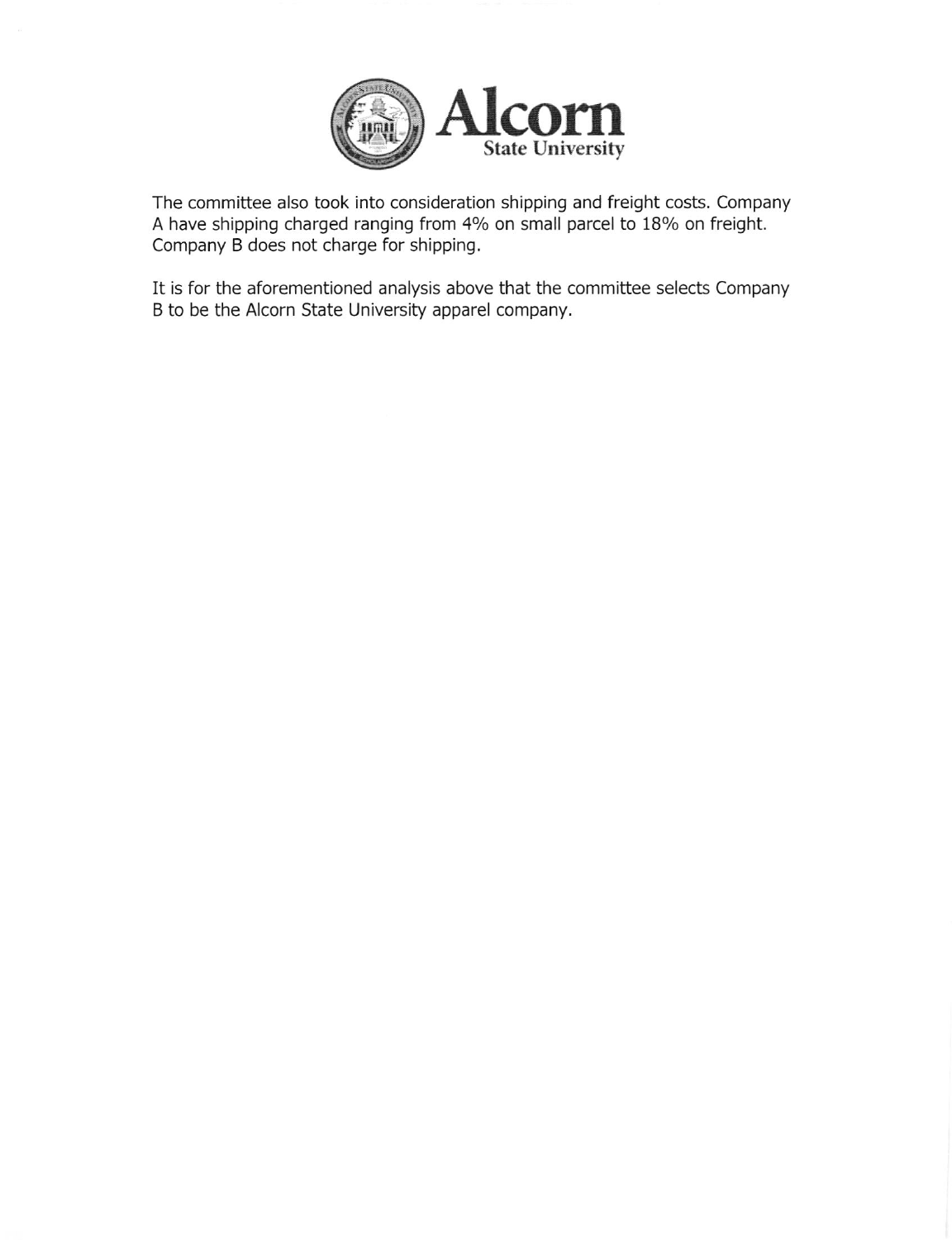The committee also took into consideration shipping and freight costs. Company A have shipping charged ranging from 4% on small parcel to 18% on freight. Company B does not charge for shipping.

It is for the aforementioned analysis above that the committee selects Company B to be the Alcorn State University apparel company.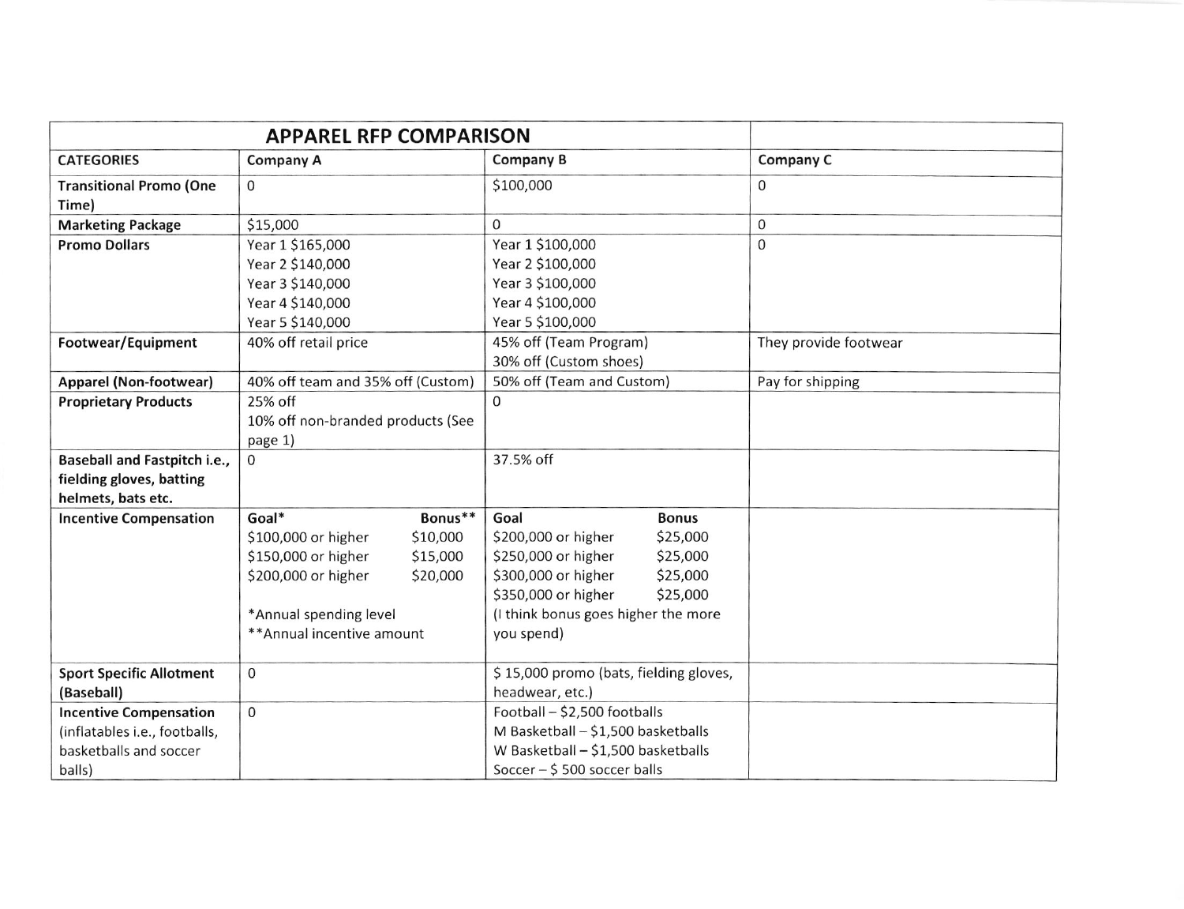| APPAREL RFP COMPARISON | | | |
|---|---|---|---|
| **CATEGORIES** | **Company A** | **Company B** | **Company C** |
| **Transitional Promo (One Time)** | 0 | $100,000 | 0 |
| **Marketing Package** | $15,000 | 0 | 0 |
| **Promo Dollars** | Year 1 $165,000<br>Year 2 $140,000<br>Year 3 $140,000<br>Year 4 $140,000<br>Year 5 $140,000 | Year 1 $100,000<br>Year 2 $100,000<br>Year 3 $100,000<br>Year 4 $100,000<br>Year 5 $100,000 | 0 |
| **Footwear/Equipment** | 40% off retail price | 45% off (Team Program)<br>30% off (Custom shoes) | They provide footwear |
| **Apparel (Non-footwear)** | 40% off team and 35% off (Custom) | 50% off (Team and Custom) | Pay for shipping |
| **Proprietary Products** | 25% off<br>10% off non-branded products (See page 1) | 0 | |
| **Baseball and Fastpitch i.e., fielding gloves, batting helmets, bats etc.** | 0 | 37.5% off | |
| **Incentive Compensation** | Goal* — Bonus**<br>$100,000 or higher — $10,000<br>$150,000 or higher — $15,000<br>$200,000 or higher — $20,000<br><br>*Annual spending level<br>**Annual incentive amount | Goal — Bonus<br>$200,000 or higher — $25,000<br>$250,000 or higher — $25,000<br>$300,000 or higher — $25,000<br>$350,000 or higher — $25,000<br>(I think bonus goes higher the more you spend) | |
| **Sport Specific Allotment (Baseball)** | 0 | $ 15,000 promo (bats, fielding gloves, headwear, etc.) | |
| **Incentive Compensation** (inflatables i.e., footballs, basketballs and soccer balls) | 0 | Football – $2,500 footballs<br>M Basketball – $1,500 basketballs<br>W Basketball – $1,500 basketballs<br>Soccer – $ 500 soccer balls | |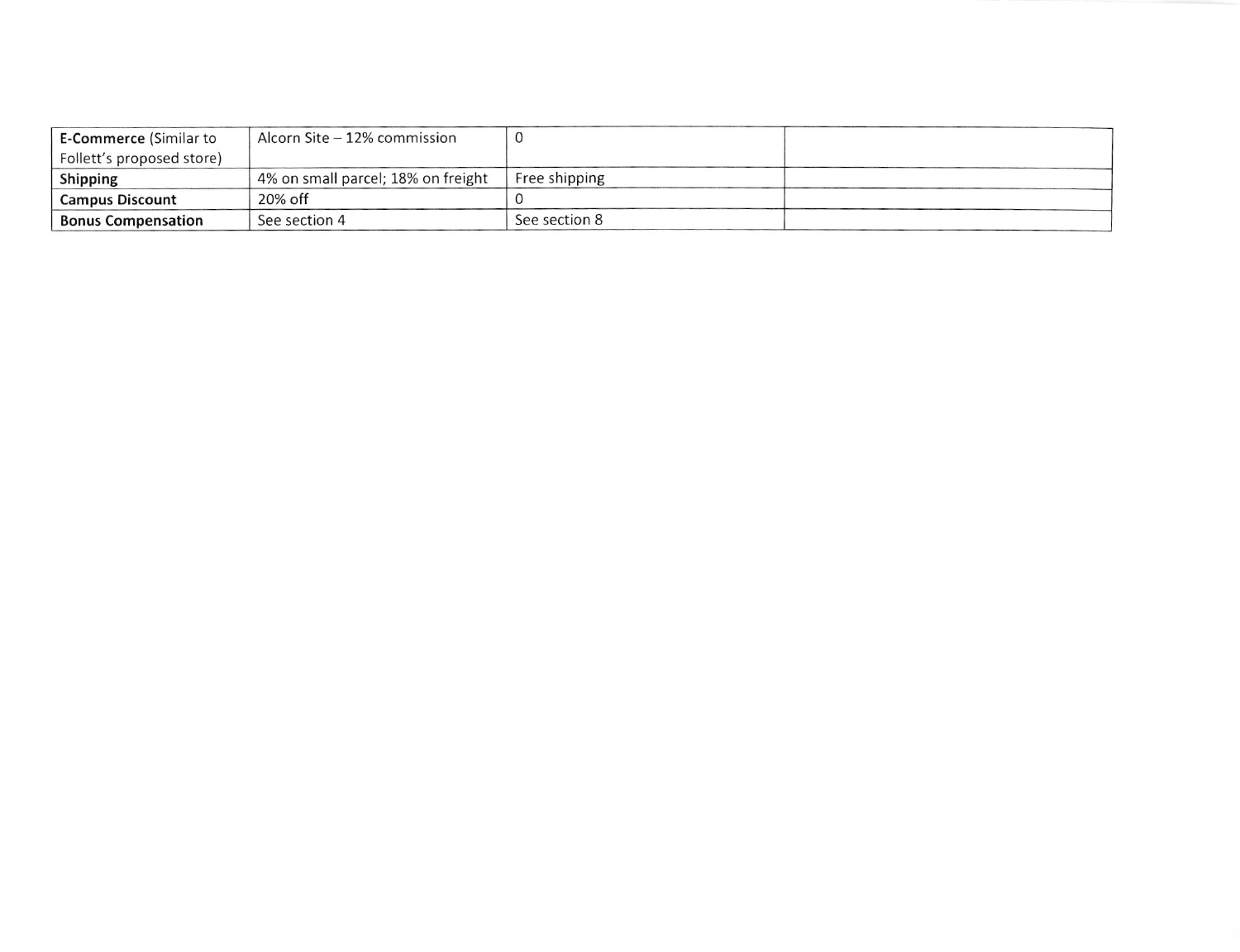| **E-Commerce** (Similar to Follett's proposed store) | Alcorn Site – 12% commission | 0 | |
|---|---|---|---|
| **Shipping** | 4% on small parcel; 18% on freight | Free shipping | |
| **Campus Discount** | 20% off | 0 | |
| **Bonus Compensation** | See section 4 | See section 8 | |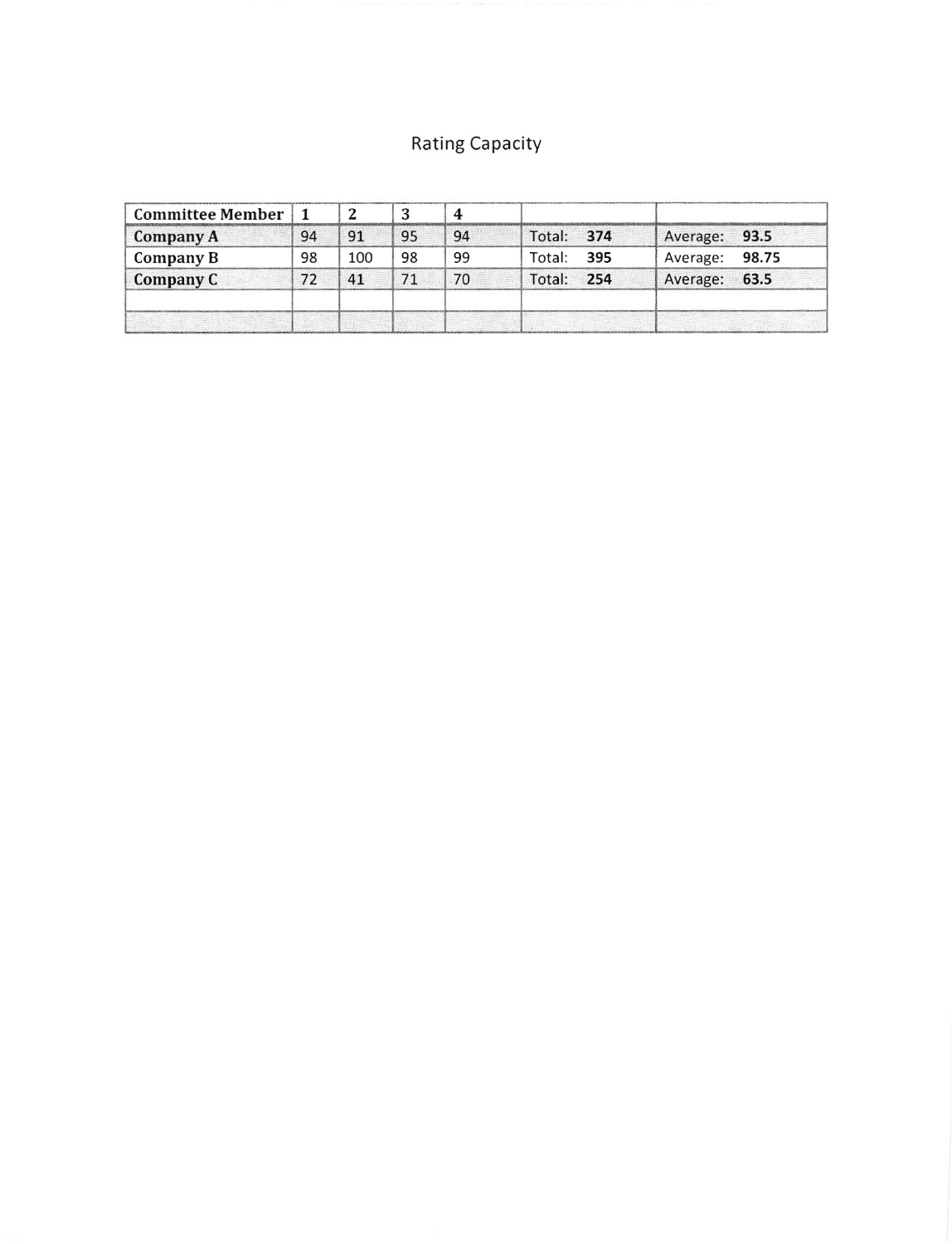Rating Capacity

| Committee Member | 1 | 2 | 3 | 4 | | |
|---|---|---|---|---|---|---|
| **Company A** | 94 | 91 | 95 | 94 | Total: **374** | Average: **93.5** |
| **Company B** | 98 | 100 | 98 | 99 | Total: **395** | Average: **98.75** |
| **Company C** | 72 | 41 | 71 | 70 | Total: **254** | Average: **63.5** |
| | | | | | | |
| | | | | | | |